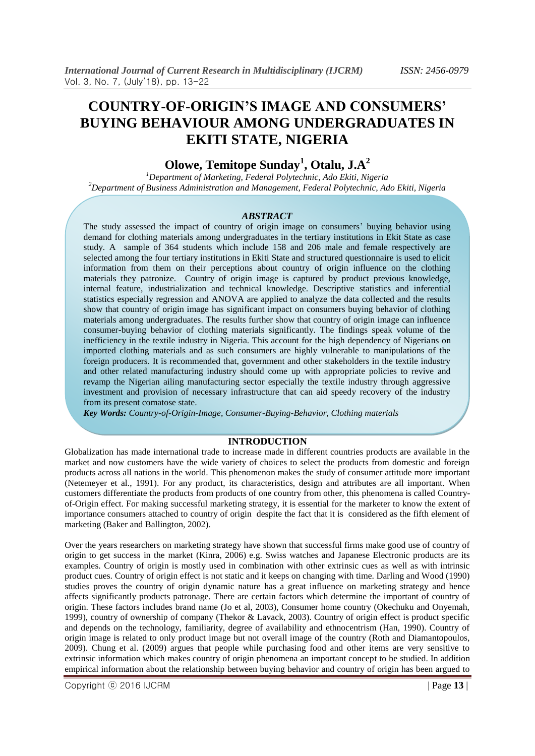# COUNTRY-OF-ORIGIN'S IMAGE AND CONSUMERS' BUYING BEHAVIOUR AMONG UNDERGRADUATES IN EKITI STATE, NIGERIA

## Olowe, Temitope Sunday[1], Otalu, J.A[2]

[1]*Department of Marketing, Federal Polytechnic, Ado Ekiti, Nigeria*
[2]*Department of Business Administration and Management, Federal Polytechnic, Ado Ekiti, Nigeria*

### *ABSTRACT*

The study assessed the impact of country of origin image on consumers' buying behavior using demand for clothing materials among undergraduates in the tertiary institutions in Ekit State as case study. A sample of 364 students which include 158 and 206 male and female respectively are selected among the four tertiary institutions in Ekiti State and structured questionnaire is used to elicit information from them on their perceptions about country of origin influence on the clothing materials they patronize. Country of origin image is captured by product previous knowledge, internal feature, industrialization and technical knowledge. Descriptive statistics and inferential statistics especially regression and ANOVA are applied to analyze the data collected and the results show that country of origin image has significant impact on consumers buying behavior of clothing materials among undergraduates. The results further show that country of origin image can influence consumer-buying behavior of clothing materials significantly. The findings speak volume of the inefficiency in the textile industry in Nigeria. This account for the high dependency of Nigerians on imported clothing materials and as such consumers are highly vulnerable to manipulations of the foreign producers. It is recommended that, government and other stakeholders in the textile industry and other related manufacturing industry should come up with appropriate policies to revive and revamp the Nigerian ailing manufacturing sector especially the textile industry through aggressive investment and provision of necessary infrastructure that can aid speedy recovery of the industry from its present comatose state.

***Key Words:*** *Country-of-Origin-Image, Consumer-Buying-Behavior, Clothing materials*

### INTRODUCTION

Globalization has made international trade to increase made in different countries products are available in the market and now customers have the wide variety of choices to select the products from domestic and foreign products across all nations in the world. This phenomenon makes the study of consumer attitude more important (Netemeyer et al., 1991). For any product, its characteristics, design and attributes are all important. When customers differentiate the products from products of one country from other, this phenomena is called Country-of-Origin effect. For making successful marketing strategy, it is essential for the marketer to know the extent of importance consumers attached to country of origin despite the fact that it is considered as the fifth element of marketing (Baker and Ballington, 2002).

Over the years researchers on marketing strategy have shown that successful firms make good use of country of origin to get success in the market (Kinra, 2006) e.g. Swiss watches and Japanese Electronic products are its examples. Country of origin is mostly used in combination with other extrinsic cues as well as with intrinsic product cues. Country of origin effect is not static and it keeps on changing with time. Darling and Wood (1990) studies proves the country of origin dynamic nature has a great influence on marketing strategy and hence affects significantly products patronage. There are certain factors which determine the important of country of origin. These factors includes brand name (Jo et al, 2003), Consumer home country (Okechuku and Onyemah, 1999), country of ownership of company (Thekor & Lavack, 2003). Country of origin effect is product specific and depends on the technology, familiarity, degree of availability and ethnocentrism (Han, 1990). Country of origin image is related to only product image but not overall image of the country (Roth and Diamantopoulos, 2009). Chung et al. (2009) argues that people while purchasing food and other items are very sensitive to extrinsic information which makes country of origin phenomena an important concept to be studied. In addition empirical information about the relationship between buying behavior and country of origin has been argued to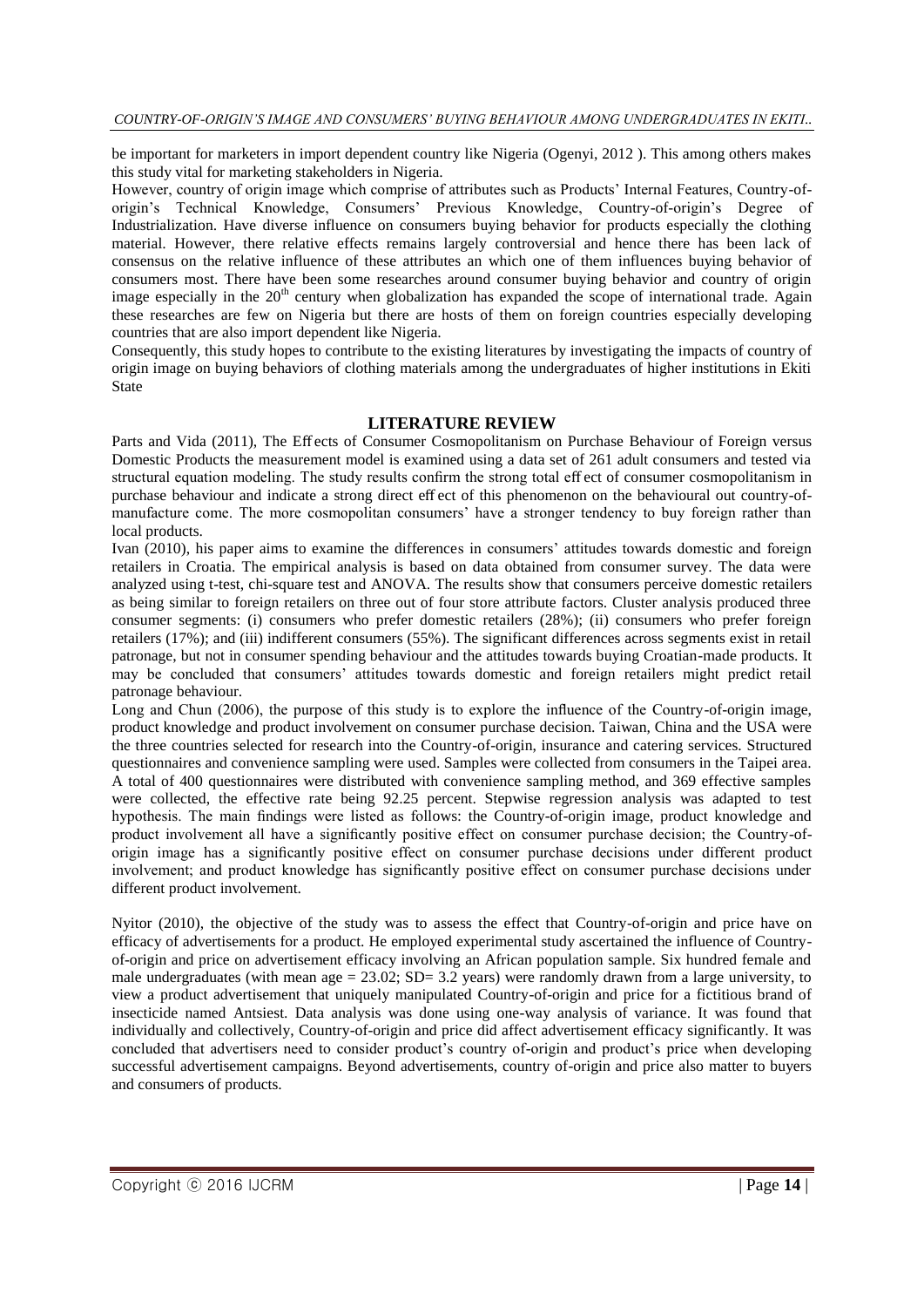be important for marketers in import dependent country like Nigeria (Ogenyi, 2012 ). This among others makes this study vital for marketing stakeholders in Nigeria.

However, country of origin image which comprise of attributes such as Products' Internal Features, Country-of-origin's Technical Knowledge, Consumers' Previous Knowledge, Country-of-origin's Degree of Industrialization. Have diverse influence on consumers buying behavior for products especially the clothing material. However, there relative effects remains largely controversial and hence there has been lack of consensus on the relative influence of these attributes an which one of them influences buying behavior of consumers most. There have been some researches around consumer buying behavior and country of origin image especially in the 20th century when globalization has expanded the scope of international trade. Again these researches are few on Nigeria but there are hosts of them on foreign countries especially developing countries that are also import dependent like Nigeria.

Consequently, this study hopes to contribute to the existing literatures by investigating the impacts of country of origin image on buying behaviors of clothing materials among the undergraduates of higher institutions in Ekiti State

## LITERATURE REVIEW

Parts and Vida (2011), The Eff ects of Consumer Cosmopolitanism on Purchase Behaviour of Foreign versus Domestic Products the measurement model is examined using a data set of 261 adult consumers and tested via structural equation modeling. The study results confirm the strong total eff ect of consumer cosmopolitanism in purchase behaviour and indicate a strong direct eff ect of this phenomenon on the behavioural out country-of-manufacture come. The more cosmopolitan consumers' have a stronger tendency to buy foreign rather than local products.

Ivan (2010), his paper aims to examine the differences in consumers' attitudes towards domestic and foreign retailers in Croatia. The empirical analysis is based on data obtained from consumer survey. The data were analyzed using t-test, chi-square test and ANOVA. The results show that consumers perceive domestic retailers as being similar to foreign retailers on three out of four store attribute factors. Cluster analysis produced three consumer segments: (i) consumers who prefer domestic retailers (28%); (ii) consumers who prefer foreign retailers (17%); and (iii) indifferent consumers (55%). The significant differences across segments exist in retail patronage, but not in consumer spending behaviour and the attitudes towards buying Croatian-made products. It may be concluded that consumers' attitudes towards domestic and foreign retailers might predict retail patronage behaviour.

Long and Chun (2006), the purpose of this study is to explore the influence of the Country-of-origin image, product knowledge and product involvement on consumer purchase decision. Taiwan, China and the USA were the three countries selected for research into the Country-of-origin, insurance and catering services. Structured questionnaires and convenience sampling were used. Samples were collected from consumers in the Taipei area. A total of 400 questionnaires were distributed with convenience sampling method, and 369 effective samples were collected, the effective rate being 92.25 percent. Stepwise regression analysis was adapted to test hypothesis. The main findings were listed as follows: the Country-of-origin image, product knowledge and product involvement all have a significantly positive effect on consumer purchase decision; the Country-of-origin image has a significantly positive effect on consumer purchase decisions under different product involvement; and product knowledge has significantly positive effect on consumer purchase decisions under different product involvement.

Nyitor (2010), the objective of the study was to assess the effect that Country-of-origin and price have on efficacy of advertisements for a product. He employed experimental study ascertained the influence of Country-of-origin and price on advertisement efficacy involving an African population sample. Six hundred female and male undergraduates (with mean age = 23.02; SD= 3.2 years) were randomly drawn from a large university, to view a product advertisement that uniquely manipulated Country-of-origin and price for a fictitious brand of insecticide named Antsiest. Data analysis was done using one-way analysis of variance. It was found that individually and collectively, Country-of-origin and price did affect advertisement efficacy significantly. It was concluded that advertisers need to consider product's country of-origin and product's price when developing successful advertisement campaigns. Beyond advertisements, country of-origin and price also matter to buyers and consumers of products.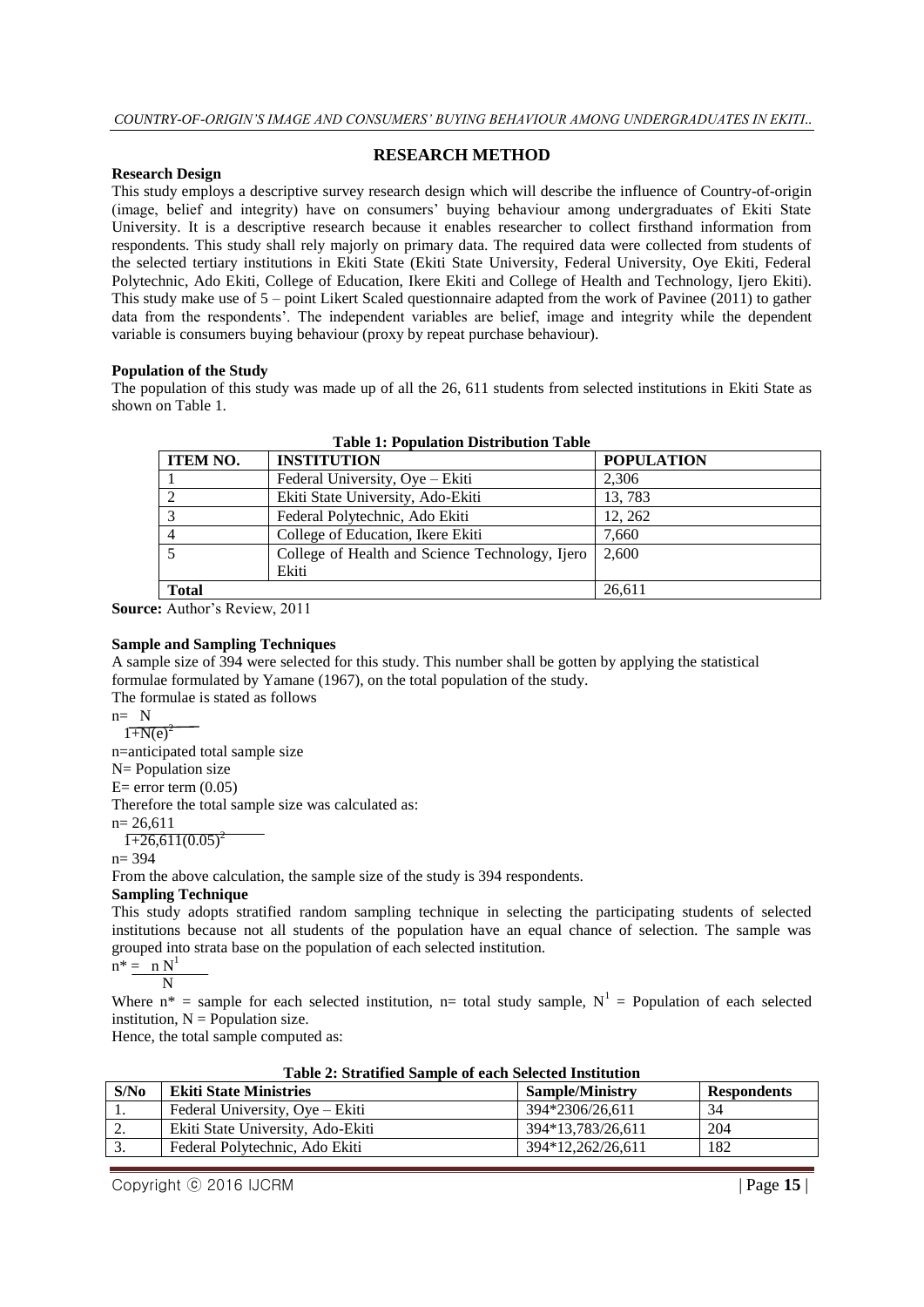## RESEARCH METHOD

**Research Design**

This study employs a descriptive survey research design which will describe the influence of Country-of-origin (image, belief and integrity) have on consumers' buying behaviour among undergraduates of Ekiti State University. It is a descriptive research because it enables researcher to collect firsthand information from respondents. This study shall rely majorly on primary data. The required data were collected from students of the selected tertiary institutions in Ekiti State (Ekiti State University, Federal University, Oye Ekiti, Federal Polytechnic, Ado Ekiti, College of Education, Ikere Ekiti and College of Health and Technology, Ijero Ekiti). This study make use of 5 – point Likert Scaled questionnaire adapted from the work of Pavinee (2011) to gather data from the respondents'. The independent variables are belief, image and integrity while the dependent variable is consumers buying behaviour (proxy by repeat purchase behaviour).

**Population of the Study**

The population of this study was made up of all the 26, 611 students from selected institutions in Ekiti State as shown on Table 1.

**Table 1: Population Distribution Table**

| ITEM NO. | INSTITUTION | POPULATION |
|---|---|---|
| 1 | Federal University, Oye – Ekiti | 2,306 |
| 2 | Ekiti State University, Ado-Ekiti | 13, 783 |
| 3 | Federal Polytechnic, Ado Ekiti | 12, 262 |
| 4 | College of Education, Ikere Ekiti | 7,660 |
| 5 | College of Health and Science Technology, Ijero Ekiti | 2,600 |
| **Total** | | 26,611 |

**Source:** Author's Review, 2011

**Sample and Sampling Techniques**

A sample size of 394 were selected for this study. This number shall be gotten by applying the statistical formulae formulated by Yamane (1967), on the total population of the study.

The formulae is stated as follows

$$n = \frac{N}{1+N(e)^2}$$

n=anticipated total sample size

N= Population size

E= error term (0.05)

Therefore the total sample size was calculated as:

$$n = \frac{26{,}611}{1+26{,}611(0.05)^2}$$

n= 394

From the above calculation, the sample size of the study is 394 respondents.

**Sampling Technique**

This study adopts stratified random sampling technique in selecting the participating students of selected institutions because not all students of the population have an equal chance of selection. The sample was grouped into strata base on the population of each selected institution.

$$n^* = \frac{n\,N^1}{N}$$

Where $n^*$ = sample for each selected institution, n= total study sample, $N^1$ = Population of each selected institution, N = Population size.

Hence, the total sample computed as:

**Table 2: Stratified Sample of each Selected Institution**

| S/No | Ekiti State Ministries | Sample/Ministry | Respondents |
|---|---|---|---|
| 1. | Federal University, Oye – Ekiti | 394*2306/26,611 | 34 |
| 2. | Ekiti State University, Ado-Ekiti | 394*13,783/26,611 | 204 |
| 3. | Federal Polytechnic, Ado Ekiti | 394*12,262/26,611 | 182 |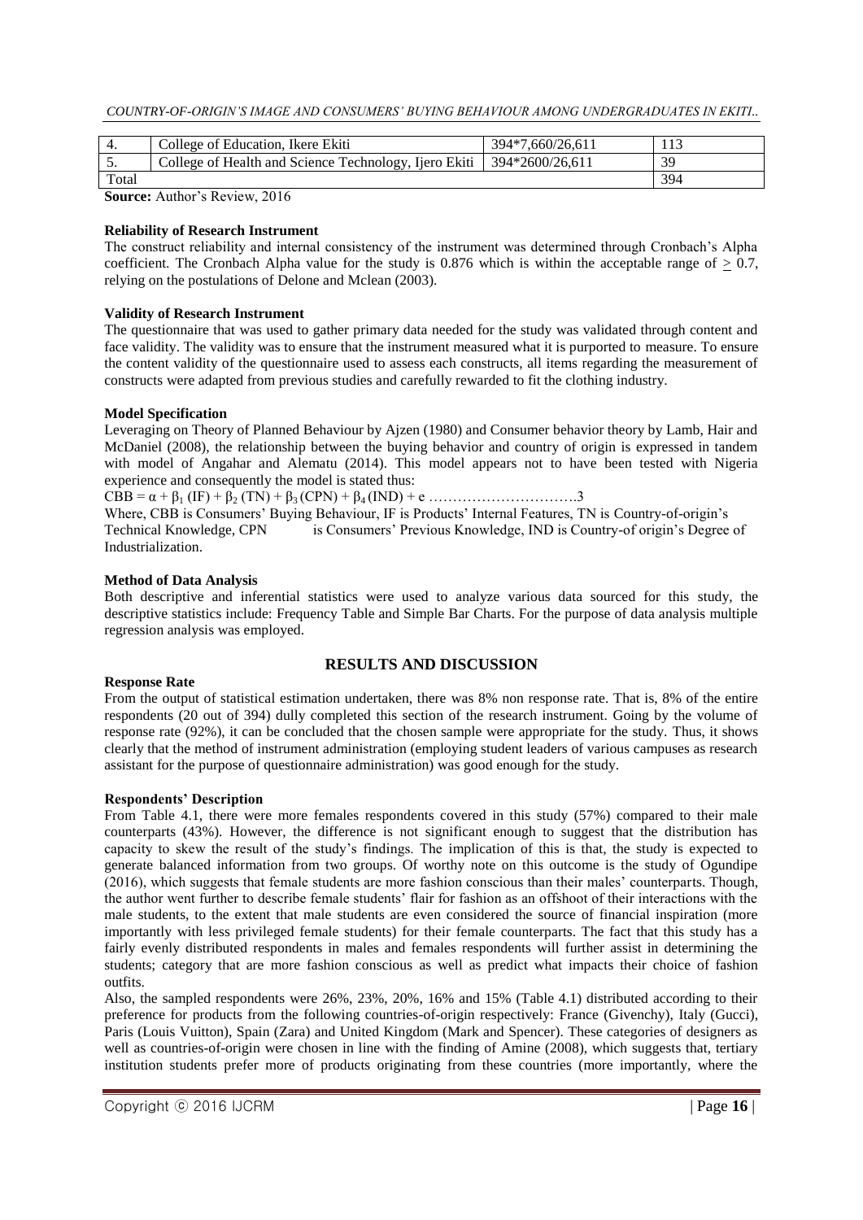| 4. | College of Education, Ikere Ekiti | 394*7,660/26,611 | 113 |
|---|---|---|---|
| 5. | College of Health and Science Technology, Ijero Ekiti | 394*2600/26,611 | 39 |
| Total | | | 394 |

**Source:** Author's Review, 2016

**Reliability of Research Instrument**

The construct reliability and internal consistency of the instrument was determined through Cronbach's Alpha coefficient. The Cronbach Alpha value for the study is 0.876 which is within the acceptable range of $\geq 0.7$, relying on the postulations of Delone and Mclean (2003).

**Validity of Research Instrument**

The questionnaire that was used to gather primary data needed for the study was validated through content and face validity. The validity was to ensure that the instrument measured what it is purported to measure. To ensure the content validity of the questionnaire used to assess each constructs, all items regarding the measurement of constructs were adapted from previous studies and carefully rewarded to fit the clothing industry.

**Model Specification**

Leveraging on Theory of Planned Behaviour by Ajzen (1980) and Consumer behavior theory by Lamb, Hair and McDaniel (2008), the relationship between the buying behavior and country of origin is expressed in tandem with model of Angahar and Alematu (2014). This model appears not to have been tested with Nigeria experience and consequently the model is stated thus:

$$CBB = \alpha + \beta_1 (IF) + \beta_2 (TN) + \beta_3 (CPN) + \beta_4 (IND) + e \quad \ldots\ldots\ldots\ldots 3$$

Where, CBB is Consumers' Buying Behaviour, IF is Products' Internal Features, TN is Country-of-origin's Technical Knowledge, CPN is Consumers' Previous Knowledge, IND is Country-of origin's Degree of Industrialization.

**Method of Data Analysis**

Both descriptive and inferential statistics were used to analyze various data sourced for this study, the descriptive statistics include: Frequency Table and Simple Bar Charts. For the purpose of data analysis multiple regression analysis was employed.

## RESULTS AND DISCUSSION

**Response Rate**

From the output of statistical estimation undertaken, there was 8% non response rate. That is, 8% of the entire respondents (20 out of 394) dully completed this section of the research instrument. Going by the volume of response rate (92%), it can be concluded that the chosen sample were appropriate for the study. Thus, it shows clearly that the method of instrument administration (employing student leaders of various campuses as research assistant for the purpose of questionnaire administration) was good enough for the study.

**Respondents' Description**

From Table 4.1, there were more females respondents covered in this study (57%) compared to their male counterparts (43%). However, the difference is not significant enough to suggest that the distribution has capacity to skew the result of the study's findings. The implication of this is that, the study is expected to generate balanced information from two groups. Of worthy note on this outcome is the study of Ogundipe (2016), which suggests that female students are more fashion conscious than their males' counterparts. Though, the author went further to describe female students' flair for fashion as an offshoot of their interactions with the male students, to the extent that male students are even considered the source of financial inspiration (more importantly with less privileged female students) for their female counterparts. The fact that this study has a fairly evenly distributed respondents in males and females respondents will further assist in determining the students; category that are more fashion conscious as well as predict what impacts their choice of fashion outfits.

Also, the sampled respondents were 26%, 23%, 20%, 16% and 15% (Table 4.1) distributed according to their preference for products from the following countries-of-origin respectively: France (Givenchy), Italy (Gucci), Paris (Louis Vuitton), Spain (Zara) and United Kingdom (Mark and Spencer). These categories of designers as well as countries-of-origin were chosen in line with the finding of Amine (2008), which suggests that, tertiary institution students prefer more of products originating from these countries (more importantly, where the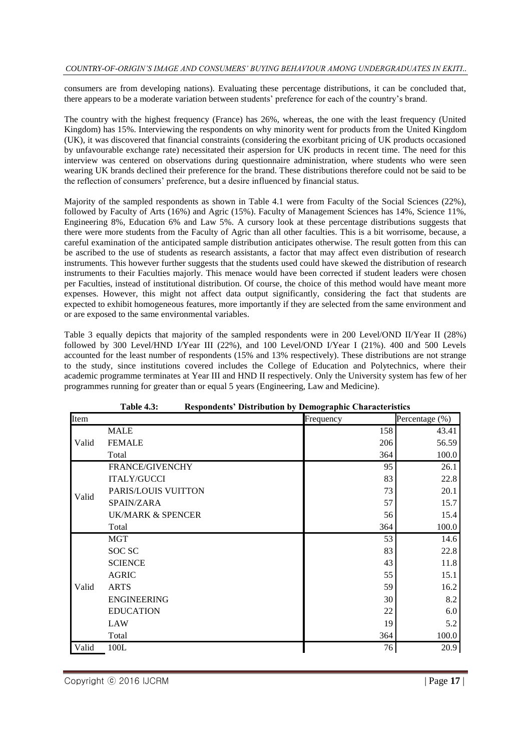consumers are from developing nations). Evaluating these percentage distributions, it can be concluded that, there appears to be a moderate variation between students' preference for each of the country's brand.

The country with the highest frequency (France) has 26%, whereas, the one with the least frequency (United Kingdom) has 15%. Interviewing the respondents on why minority went for products from the United Kingdom (UK), it was discovered that financial constraints (considering the exorbitant pricing of UK products occasioned by unfavourable exchange rate) necessitated their aspersion for UK products in recent time. The need for this interview was centered on observations during questionnaire administration, where students who were seen wearing UK brands declined their preference for the brand. These distributions therefore could not be said to be the reflection of consumers' preference, but a desire influenced by financial status.

Majority of the sampled respondents as shown in Table 4.1 were from Faculty of the Social Sciences (22%), followed by Faculty of Arts (16%) and Agric (15%). Faculty of Management Sciences has 14%, Science 11%, Engineering 8%, Education 6% and Law 5%. A cursory look at these percentage distributions suggests that there were more students from the Faculty of Agric than all other faculties. This is a bit worrisome, because, a careful examination of the anticipated sample distribution anticipates otherwise. The result gotten from this can be ascribed to the use of students as research assistants, a factor that may affect even distribution of research instruments. This however further suggests that the students used could have skewed the distribution of research instruments to their Faculties majorly. This menace would have been corrected if student leaders were chosen per Faculties, instead of institutional distribution. Of course, the choice of this method would have meant more expenses. However, this might not affect data output significantly, considering the fact that students are expected to exhibit homogeneous features, more importantly if they are selected from the same environment and or are exposed to the same environmental variables.

Table 3 equally depicts that majority of the sampled respondents were in 200 Level/OND II/Year II (28%) followed by 300 Level/HND I/Year III (22%), and 100 Level/OND I/Year I (21%). 400 and 500 Levels accounted for the least number of respondents (15% and 13% respectively). These distributions are not strange to the study, since institutions covered includes the College of Education and Polytechnics, where their academic programme terminates at Year III and HND II respectively. Only the University system has few of her programmes running for greater than or equal 5 years (Engineering, Law and Medicine).

**Table 4.3: Respondents' Distribution by Demographic Characteristics**

| Item | | Frequency | Percentage (%) |
|---|---|---|---|
| Valid | MALE | 158 | 43.41 |
| | FEMALE | 206 | 56.59 |
| | Total | 364 | 100.0 |
| Valid | FRANCE/GIVENCHY | 95 | 26.1 |
| | ITALY/GUCCI | 83 | 22.8 |
| | PARIS/LOUIS VUITTON | 73 | 20.1 |
| | SPAIN/ZARA | 57 | 15.7 |
| | UK/MARK & SPENCER | 56 | 15.4 |
| | Total | 364 | 100.0 |
| Valid | MGT | 53 | 14.6 |
| | SOC SC | 83 | 22.8 |
| | SCIENCE | 43 | 11.8 |
| | AGRIC | 55 | 15.1 |
| | ARTS | 59 | 16.2 |
| | ENGINEERING | 30 | 8.2 |
| | EDUCATION | 22 | 6.0 |
| | LAW | 19 | 5.2 |
| | Total | 364 | 100.0 |
| Valid | 100L | 76 | 20.9 |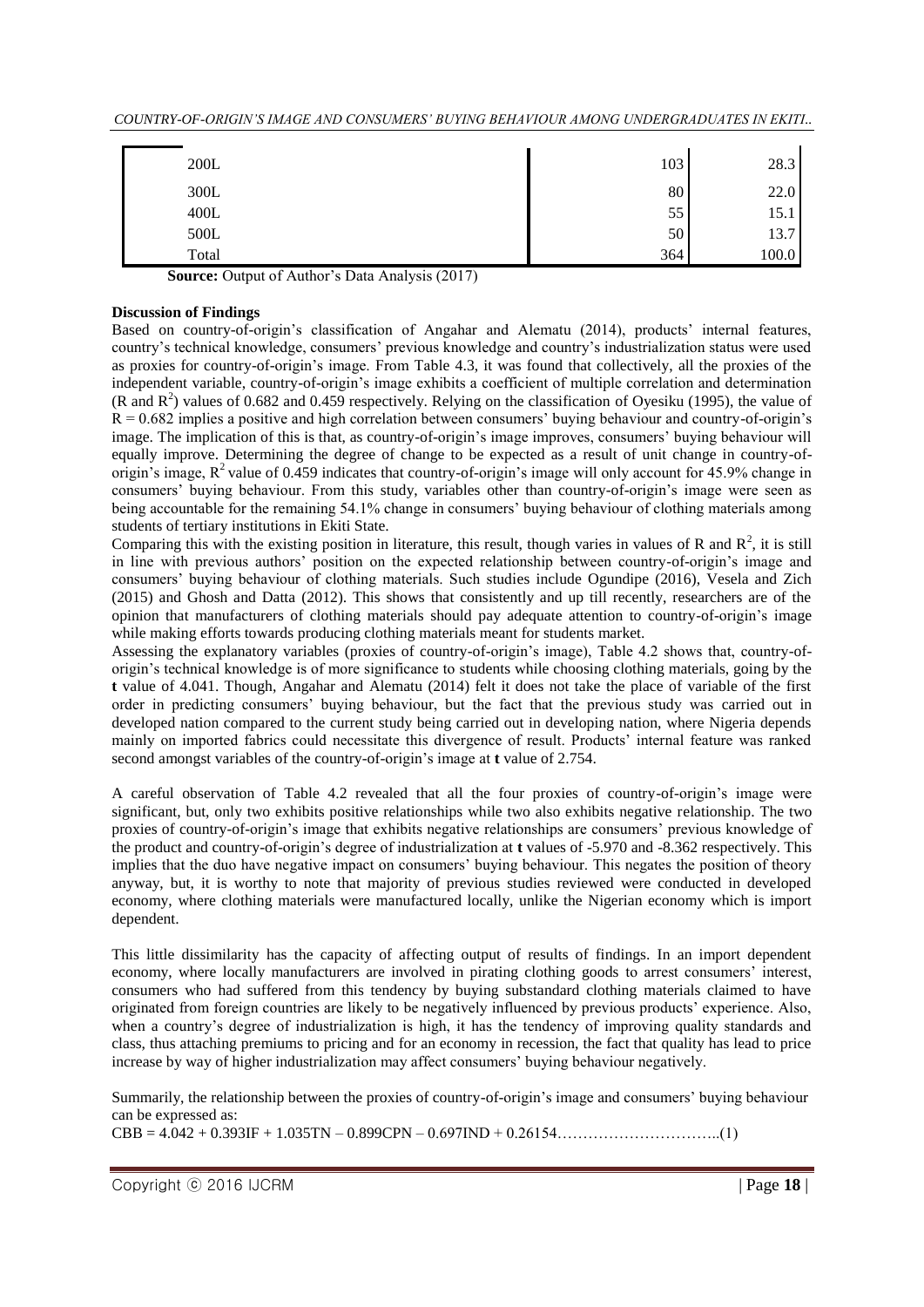| | | |
|---|---|---|
| 200L | 103 | 28.3 |
| 300L | 80 | 22.0 |
| 400L | 55 | 15.1 |
| 500L | 50 | 13.7 |
| Total | 364 | 100.0 |

**Source:** Output of Author's Data Analysis (2017)

**Discussion of Findings**

Based on country-of-origin's classification of Angahar and Alematu (2014), products' internal features, country's technical knowledge, consumers' previous knowledge and country's industrialization status were used as proxies for country-of-origin's image. From Table 4.3, it was found that collectively, all the proxies of the independent variable, country-of-origin's image exhibits a coefficient of multiple correlation and determination (R and $R^2$) values of 0.682 and 0.459 respectively. Relying on the classification of Oyesiku (1995), the value of $R = 0.682$ implies a positive and high correlation between consumers' buying behaviour and country-of-origin's image. The implication of this is that, as country-of-origin's image improves, consumers' buying behaviour will equally improve. Determining the degree of change to be expected as a result of unit change in country-of-origin's image, $R^2$ value of 0.459 indicates that country-of-origin's image will only account for 45.9% change in consumers' buying behaviour. From this study, variables other than country-of-origin's image were seen as being accountable for the remaining 54.1% change in consumers' buying behaviour of clothing materials among students of tertiary institutions in Ekiti State.

Comparing this with the existing position in literature, this result, though varies in values of R and $R^2$, it is still in line with previous authors' position on the expected relationship between country-of-origin's image and consumers' buying behaviour of clothing materials. Such studies include Ogundipe (2016), Vesela and Zich (2015) and Ghosh and Datta (2012). This shows that consistently and up till recently, researchers are of the opinion that manufacturers of clothing materials should pay adequate attention to country-of-origin's image while making efforts towards producing clothing materials meant for students market.

Assessing the explanatory variables (proxies of country-of-origin's image), Table 4.2 shows that, country-of-origin's technical knowledge is of more significance to students while choosing clothing materials, going by the **t** value of 4.041. Though, Angahar and Alematu (2014) felt it does not take the place of variable of the first order in predicting consumers' buying behaviour, but the fact that the previous study was carried out in developed nation compared to the current study being carried out in developing nation, where Nigeria depends mainly on imported fabrics could necessitate this divergence of result. Products' internal feature was ranked second amongst variables of the country-of-origin's image at **t** value of 2.754.

A careful observation of Table 4.2 revealed that all the four proxies of country-of-origin's image were significant, but, only two exhibits positive relationships while two also exhibits negative relationship. The two proxies of country-of-origin's image that exhibits negative relationships are consumers' previous knowledge of the product and country-of-origin's degree of industrialization at **t** values of -5.970 and -8.362 respectively. This implies that the duo have negative impact on consumers' buying behaviour. This negates the position of theory anyway, but, it is worthy to note that majority of previous studies reviewed were conducted in developed economy, where clothing materials were manufactured locally, unlike the Nigerian economy which is import dependent.

This little dissimilarity has the capacity of affecting output of results of findings. In an import dependent economy, where locally manufacturers are involved in pirating clothing goods to arrest consumers' interest, consumers who had suffered from this tendency by buying substandard clothing materials claimed to have originated from foreign countries are likely to be negatively influenced by previous products' experience. Also, when a country's degree of industrialization is high, it has the tendency of improving quality standards and class, thus attaching premiums to pricing and for an economy in recession, the fact that quality has lead to price increase by way of higher industrialization may affect consumers' buying behaviour negatively.

Summarily, the relationship between the proxies of country-of-origin's image and consumers' buying behaviour can be expressed as:

$$CBB = 4.042 + 0.393IF + 1.035TN - 0.899CPN - 0.697IND + 0.26154 \quad (1)$$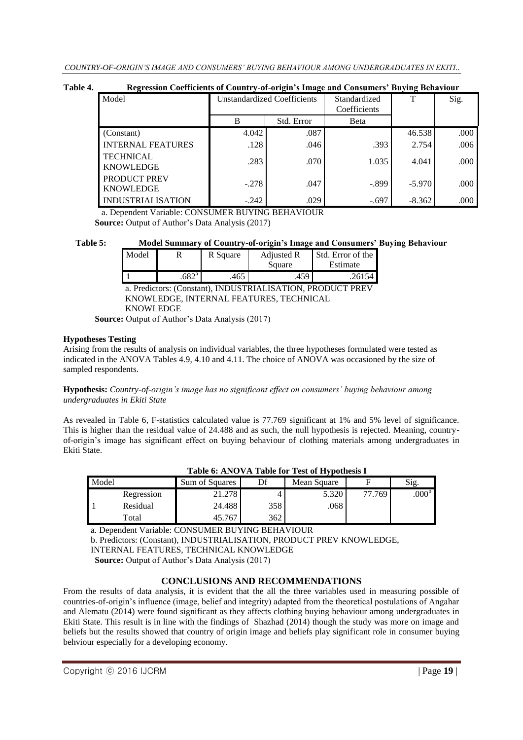**Table 4. Regression Coefficients of Country-of-origin's Image and Consumers' Buying Behaviour**

| Model | Unstandardized Coefficients | | Standardized Coefficients | T | Sig. |
|---|---|---|---|---|---|
| | B | Std. Error | Beta | | |
| (Constant) | 4.042 | .087 | | 46.538 | .000 |
| INTERNAL FEATURES | .128 | .046 | .393 | 2.754 | .006 |
| TECHNICAL KNOWLEDGE | .283 | .070 | 1.035 | 4.041 | .000 |
| PRODUCT PREV KNOWLEDGE | -.278 | .047 | -.899 | -5.970 | .000 |
| INDUSTRIALISATION | -.242 | .029 | -.697 | -8.362 | .000 |

a. Dependent Variable: CONSUMER BUYING BEHAVIOUR

**Source:** Output of Author's Data Analysis (2017)

**Table 5: Model Summary of Country-of-origin's Image and Consumers' Buying Behaviour**

| Model | R | R Square | Adjusted R Square | Std. Error of the Estimate |
|---|---|---|---|---|
| 1 | .682[a] | .465 | .459 | .26154 |

a. Predictors: (Constant), INDUSTRIALISATION, PRODUCT PREV KNOWLEDGE, INTERNAL FEATURES, TECHNICAL KNOWLEDGE

**Source:** Output of Author's Data Analysis (2017)

**Hypotheses Testing**

Arising from the results of analysis on individual variables, the three hypotheses formulated were tested as indicated in the ANOVA Tables 4.9, 4.10 and 4.11. The choice of ANOVA was occasioned by the size of sampled respondents.

**Hypothesis:** *Country-of-origin's image has no significant effect on consumers' buying behaviour among undergraduates in Ekiti State*

As revealed in Table 6, F-statistics calculated value is 77.769 significant at 1% and 5% level of significance. This is higher than the residual value of 24.488 and as such, the null hypothesis is rejected. Meaning, country-of-origin's image has significant effect on buying behaviour of clothing materials among undergraduates in Ekiti State.

**Table 6: ANOVA Table for Test of Hypothesis I**

| Model | | Sum of Squares | Df | Mean Square | F | Sig. |
|---|---|---|---|---|---|---|
| 1 | Regression | 21.278 | 4 | 5.320 | 77.769 | .000[b] |
| | Residual | 24.488 | 358 | .068 | | |
| | Total | 45.767 | 362 | | | |

a. Dependent Variable: CONSUMER BUYING BEHAVIOUR

b. Predictors: (Constant), INDUSTRIALISATION, PRODUCT PREV KNOWLEDGE, INTERNAL FEATURES, TECHNICAL KNOWLEDGE

**Source:** Output of Author's Data Analysis (2017)

## CONCLUSIONS AND RECOMMENDATIONS

From the results of data analysis, it is evident that the all the three variables used in measuring possible of countries-of-origin's influence (image, belief and integrity) adapted from the theoretical postulations of Angahar and Alematu (2014) were found significant as they affects clothing buying behaviour among undergraduates in Ekiti State. This result is in line with the findings of Shazhad (2014) though the study was more on image and beliefs but the results showed that country of origin image and beliefs play significant role in consumer buying behviour especially for a developing economy.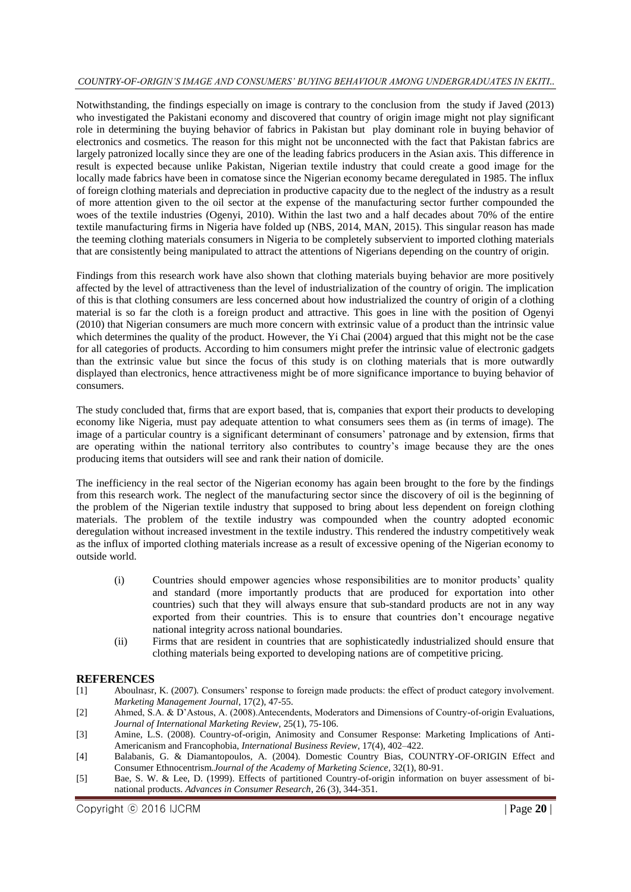Notwithstanding, the findings especially on image is contrary to the conclusion from the study if Javed (2013) who investigated the Pakistani economy and discovered that country of origin image might not play significant role in determining the buying behavior of fabrics in Pakistan but play dominant role in buying behavior of electronics and cosmetics. The reason for this might not be unconnected with the fact that Pakistan fabrics are largely patronized locally since they are one of the leading fabrics producers in the Asian axis. This difference in result is expected because unlike Pakistan, Nigerian textile industry that could create a good image for the locally made fabrics have been in comatose since the Nigerian economy became deregulated in 1985. The influx of foreign clothing materials and depreciation in productive capacity due to the neglect of the industry as a result of more attention given to the oil sector at the expense of the manufacturing sector further compounded the woes of the textile industries (Ogenyi, 2010). Within the last two and a half decades about 70% of the entire textile manufacturing firms in Nigeria have folded up (NBS, 2014, MAN, 2015). This singular reason has made the teeming clothing materials consumers in Nigeria to be completely subservient to imported clothing materials that are consistently being manipulated to attract the attentions of Nigerians depending on the country of origin.

Findings from this research work have also shown that clothing materials buying behavior are more positively affected by the level of attractiveness than the level of industrialization of the country of origin. The implication of this is that clothing consumers are less concerned about how industrialized the country of origin of a clothing material is so far the cloth is a foreign product and attractive. This goes in line with the position of Ogenyi (2010) that Nigerian consumers are much more concern with extrinsic value of a product than the intrinsic value which determines the quality of the product. However, the Yi Chai (2004) argued that this might not be the case for all categories of products. According to him consumers might prefer the intrinsic value of electronic gadgets than the extrinsic value but since the focus of this study is on clothing materials that is more outwardly displayed than electronics, hence attractiveness might be of more significance importance to buying behavior of consumers.

The study concluded that, firms that are export based, that is, companies that export their products to developing economy like Nigeria, must pay adequate attention to what consumers sees them as (in terms of image). The image of a particular country is a significant determinant of consumers' patronage and by extension, firms that are operating within the national territory also contributes to country's image because they are the ones producing items that outsiders will see and rank their nation of domicile.

The inefficiency in the real sector of the Nigerian economy has again been brought to the fore by the findings from this research work. The neglect of the manufacturing sector since the discovery of oil is the beginning of the problem of the Nigerian textile industry that supposed to bring about less dependent on foreign clothing materials. The problem of the textile industry was compounded when the country adopted economic deregulation without increased investment in the textile industry. This rendered the industry competitively weak as the influx of imported clothing materials increase as a result of excessive opening of the Nigerian economy to outside world.

(i) Countries should empower agencies whose responsibilities are to monitor products' quality and standard (more importantly products that are produced for exportation into other countries) such that they will always ensure that sub-standard products are not in any way exported from their countries. This is to ensure that countries don't encourage negative national integrity across national boundaries.

(ii) Firms that are resident in countries that are sophisticatedly industrialized should ensure that clothing materials being exported to developing nations are of competitive pricing.

## REFERENCES

[1] Aboulnasr, K. (2007). Consumers' response to foreign made products: the effect of product category involvement. *Marketing Management Journal*, 17(2), 47-55.

[2] Ahmed, S.A. & D'Astous, A. (2008).Antecendents, Moderators and Dimensions of Country-of-origin Evaluations, *Journal of International Marketing Review*, 25(1), 75-106.

[3] Amine, L.S. (2008). Country-of-origin, Animosity and Consumer Response: Marketing Implications of Anti-Americanism and Francophobia, *International Business Review*, 17(4), 402–422.

[4] Balabanis, G. & Diamantopoulos, A. (2004). Domestic Country Bias, COUNTRY-OF-ORIGIN Effect and Consumer Ethnocentrism.*Journal of the Academy of Marketing Science*, 32(1), 80-91.

[5] Bae, S. W. & Lee, D. (1999). Effects of partitioned Country-of-origin information on buyer assessment of bi-national products. *Advances in Consumer Research*, 26 (3), 344-351.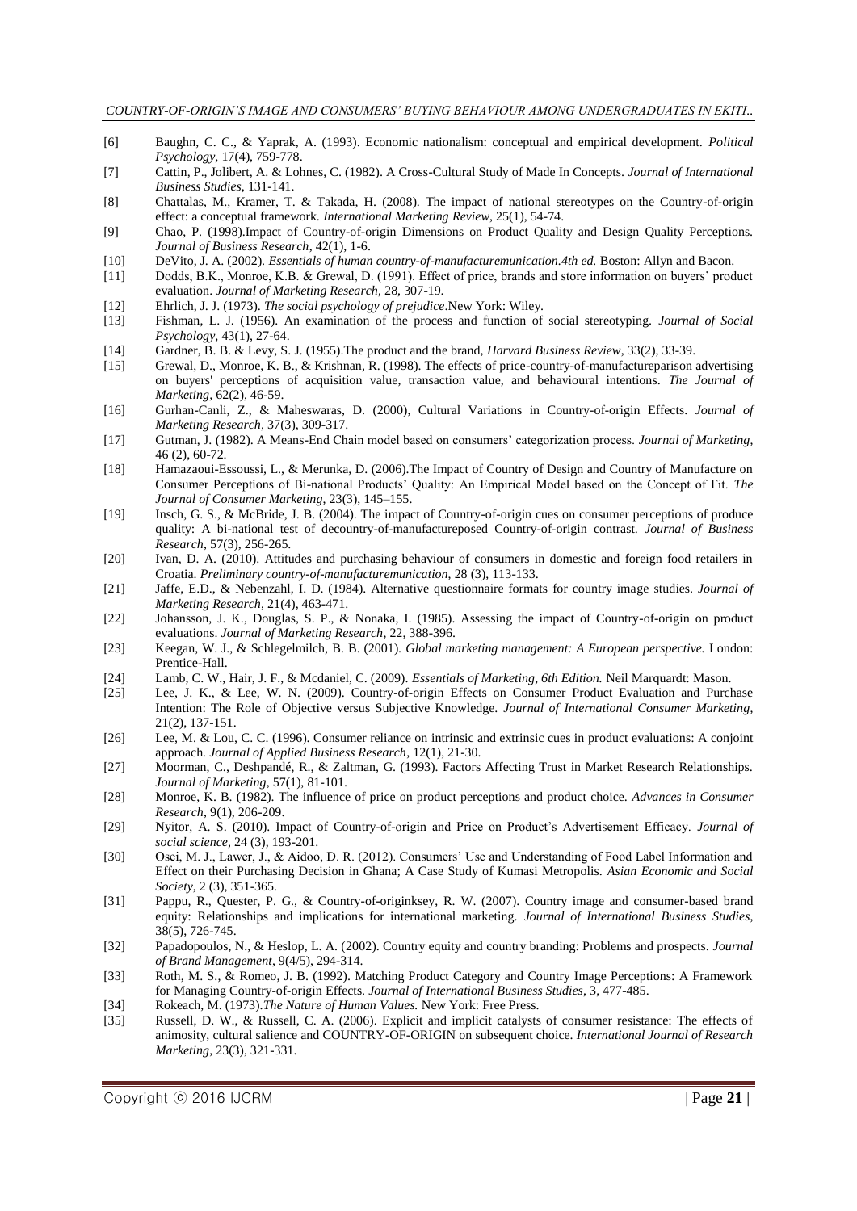[6] Baughn, C. C., & Yaprak, A. (1993). Economic nationalism: conceptual and empirical development. *Political Psychology*, 17(4), 759-778.

[7] Cattin, P., Jolibert, A. & Lohnes, C. (1982). A Cross-Cultural Study of Made In Concepts. *Journal of International Business Studies*, 131-141.

[8] Chattalas, M., Kramer, T. & Takada, H. (2008). The impact of national stereotypes on the Country-of-origin effect: a conceptual framework. *International Marketing Review*, 25(1), 54-74.

[9] Chao, P. (1998).Impact of Country-of-origin Dimensions on Product Quality and Design Quality Perceptions. *Journal of Business Research*, 42(1), 1-6.

[10] DeVito, J. A. (2002). *Essentials of human country-of-manufacturemunication.4th ed.* Boston: Allyn and Bacon.

[11] Dodds, B.K., Monroe, K.B. & Grewal, D. (1991). Effect of price, brands and store information on buyers' product evaluation. *Journal of Marketing Research*, 28, 307-19.

[12] Ehrlich, J. J. (1973). *The social psychology of prejudice*.New York: Wiley.

[13] Fishman, L. J. (1956). An examination of the process and function of social stereotyping. *Journal of Social Psychology*, 43(1), 27-64.

[14] Gardner, B. B. & Levy, S. J. (1955).The product and the brand, *Harvard Business Review*, 33(2), 33-39.

[15] Grewal, D., Monroe, K. B., & Krishnan, R. (1998). The effects of price-country-of-manufactureparison advertising on buyers' perceptions of acquisition value, transaction value, and behavioural intentions. *The Journal of Marketing*, 62(2), 46-59.

[16] Gurhan-Canli, Z., & Maheswaras, D. (2000), Cultural Variations in Country-of-origin Effects. *Journal of Marketing Research*, 37(3), 309-317.

[17] Gutman, J. (1982). A Means-End Chain model based on consumers' categorization process. *Journal of Marketing*, 46 (2), 60-72.

[18] Hamazaoui-Essoussi, L., & Merunka, D. (2006).The Impact of Country of Design and Country of Manufacture on Consumer Perceptions of Bi-national Products' Quality: An Empirical Model based on the Concept of Fit. *The Journal of Consumer Marketing*, 23(3), 145–155.

[19] Insch, G. S., & McBride, J. B. (2004). The impact of Country-of-origin cues on consumer perceptions of produce quality: A bi-national test of decountry-of-manufactureposed Country-of-origin contrast. *Journal of Business Research*, 57(3), 256-265.

[20] Ivan, D. A. (2010). Attitudes and purchasing behaviour of consumers in domestic and foreign food retailers in Croatia. *Preliminary country-of-manufacturemunication*, 28 (3), 113-133.

[21] Jaffe, E.D., & Nebenzahl, I. D. (1984). Alternative questionnaire formats for country image studies. *Journal of Marketing Research*, 21(4), 463-471.

[22] Johansson, J. K., Douglas, S. P., & Nonaka, I. (1985). Assessing the impact of Country-of-origin on product evaluations. *Journal of Marketing Research*, 22, 388-396.

[23] Keegan, W. J., & Schlegelmilch, B. B. (2001). *Global marketing management: A European perspective.* London: Prentice-Hall.

[24] Lamb, C. W., Hair, J. F., & Mcdaniel, C. (2009). *Essentials of Marketing, 6th Edition.* Neil Marquardt: Mason.

[25] Lee, J. K., & Lee, W. N. (2009). Country-of-origin Effects on Consumer Product Evaluation and Purchase Intention: The Role of Objective versus Subjective Knowledge. *Journal of International Consumer Marketing*, 21(2), 137-151.

[26] Lee, M. & Lou, C. C. (1996). Consumer reliance on intrinsic and extrinsic cues in product evaluations: A conjoint approach. *Journal of Applied Business Research*, 12(1), 21-30.

[27] Moorman, C., Deshpandé, R., & Zaltman, G. (1993). Factors Affecting Trust in Market Research Relationships. *Journal of Marketing*, 57(1), 81-101.

[28] Monroe, K. B. (1982). The influence of price on product perceptions and product choice. *Advances in Consumer Research*, 9(1), 206-209.

[29] Nyitor, A. S. (2010). Impact of Country-of-origin and Price on Product's Advertisement Efficacy. *Journal of social science*, 24 (3), 193-201.

[30] Osei, M. J., Lawer, J., & Aidoo, D. R. (2012). Consumers' Use and Understanding of Food Label Information and Effect on their Purchasing Decision in Ghana; A Case Study of Kumasi Metropolis. *Asian Economic and Social Society*, 2 (3), 351-365.

[31] Pappu, R., Quester, P. G., & Country-of-originksey, R. W. (2007). Country image and consumer-based brand equity: Relationships and implications for international marketing. *Journal of International Business Studies*, 38(5), 726-745.

[32] Papadopoulos, N., & Heslop, L. A. (2002). Country equity and country branding: Problems and prospects. *Journal of Brand Management*, 9(4/5), 294-314.

[33] Roth, M. S., & Romeo, J. B. (1992). Matching Product Category and Country Image Perceptions: A Framework for Managing Country-of-origin Effects. *Journal of International Business Studies*, 3, 477-485.

[34] Rokeach, M. (1973).*The Nature of Human Values.* New York: Free Press.

[35] Russell, D. W., & Russell, C. A. (2006). Explicit and implicit catalysts of consumer resistance: The effects of animosity, cultural salience and COUNTRY-OF-ORIGIN on subsequent choice. *International Journal of Research Marketing*, 23(3), 321-331.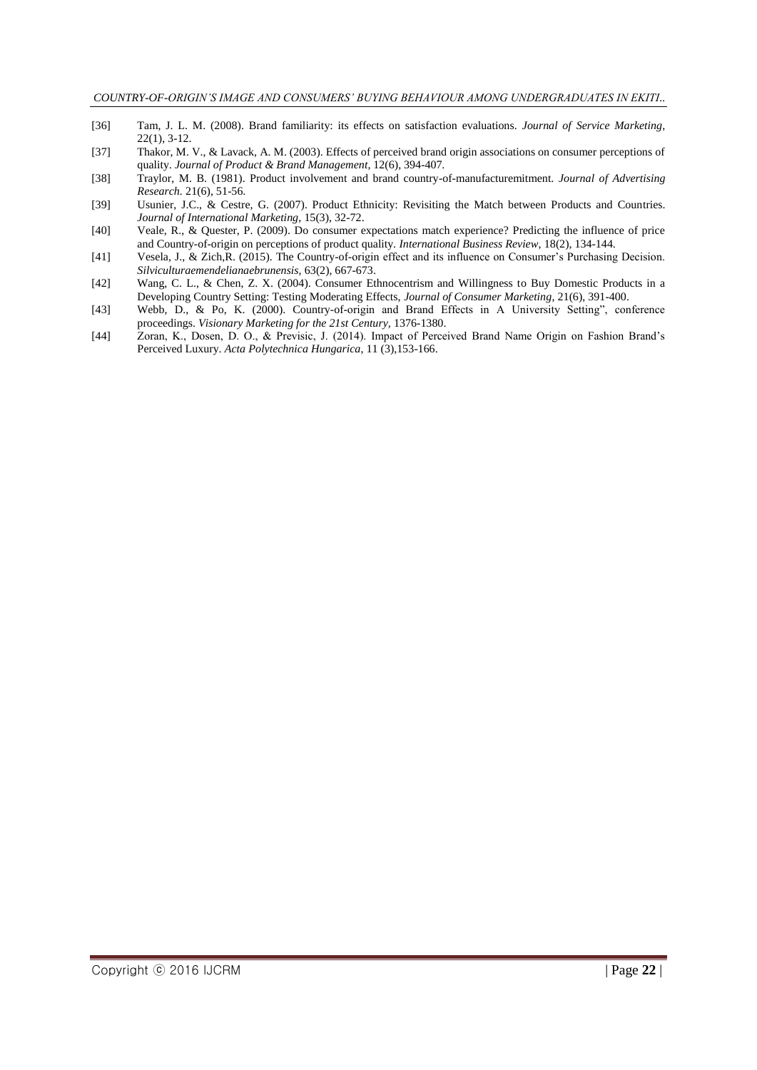[36] Tam, J. L. M. (2008). Brand familiarity: its effects on satisfaction evaluations. *Journal of Service Marketing*, 22(1), 3-12.

[37] Thakor, M. V., & Lavack, A. M. (2003). Effects of perceived brand origin associations on consumer perceptions of quality. *Journal of Product & Brand Management*, 12(6), 394-407.

[38] Traylor, M. B. (1981). Product involvement and brand country-of-manufacturemitment. *Journal of Advertising Research*. 21(6), 51-56.

[39] Usunier, J.C., & Cestre, G. (2007). Product Ethnicity: Revisiting the Match between Products and Countries. *Journal of International Marketing*, 15(3), 32-72.

[40] Veale, R., & Quester, P. (2009). Do consumer expectations match experience? Predicting the influence of price and Country-of-origin on perceptions of product quality. *International Business Review*, 18(2), 134-144.

[41] Vesela, J., & Zich,R. (2015). The Country-of-origin effect and its influence on Consumer's Purchasing Decision. *Silviculturaemendelianaebrunensis*, 63(2), 667-673.

[42] Wang, C. L., & Chen, Z. X. (2004). Consumer Ethnocentrism and Willingness to Buy Domestic Products in a Developing Country Setting: Testing Moderating Effects, *Journal of Consumer Marketing*, 21(6), 391-400.

[43] Webb, D., & Po, K. (2000). Country-of-origin and Brand Effects in A University Setting", conference proceedings. *Visionary Marketing for the 21st Century*, 1376-1380.

[44] Zoran, K., Dosen, D. O., & Previsic, J. (2014). Impact of Perceived Brand Name Origin on Fashion Brand's Perceived Luxury. *Acta Polytechnica Hungarica*, 11 (3),153-166.